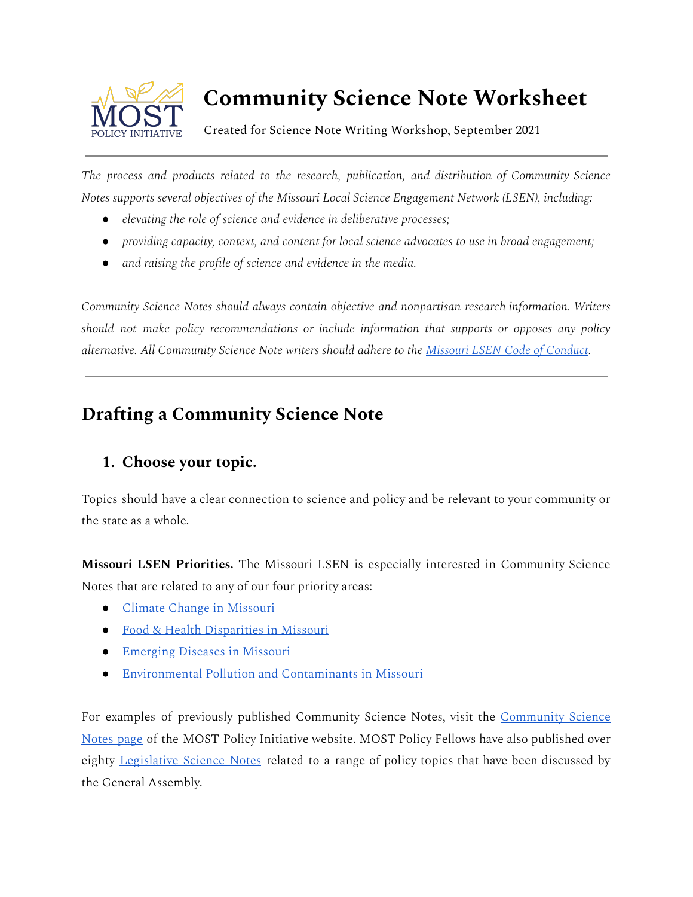# Community Science Note Worksheet

Created for Science Note Writing Workshop, September 2021

---

*The process and products related to the research, publication, and distribution of Community Science Notes supports several objectives of the Missouri Local Science Engagement Network (LSEN), including:*

- *elevating the role of science and evidence in deliberative processes;*
- *providing capacity, context, and content for local science advocates to use in broad engagement;*
- *and raising the profile of science and evidence in the media.*

*Community Science Notes should always contain objective and nonpartisan research information. Writers should not make policy recommendations or include information that supports or opposes any policy alternative. All Community Science Note writers should adhere to the Missouri LSEN Code of Conduct.*

---

## Drafting a Community Science Note

### 1. Choose your topic.

Topics should have a clear connection to science and policy and be relevant to your community or the state as a whole.

**Missouri LSEN Priorities.** The Missouri LSEN is especially interested in Community Science Notes that are related to any of our four priority areas:

- Climate Change in Missouri
- Food & Health Disparities in Missouri
- Emerging Diseases in Missouri
- Environmental Pollution and Contaminants in Missouri

For examples of previously published Community Science Notes, visit the Community Science Notes page of the MOST Policy Initiative website. MOST Policy Fellows have also published over eighty Legislative Science Notes related to a range of policy topics that have been discussed by the General Assembly.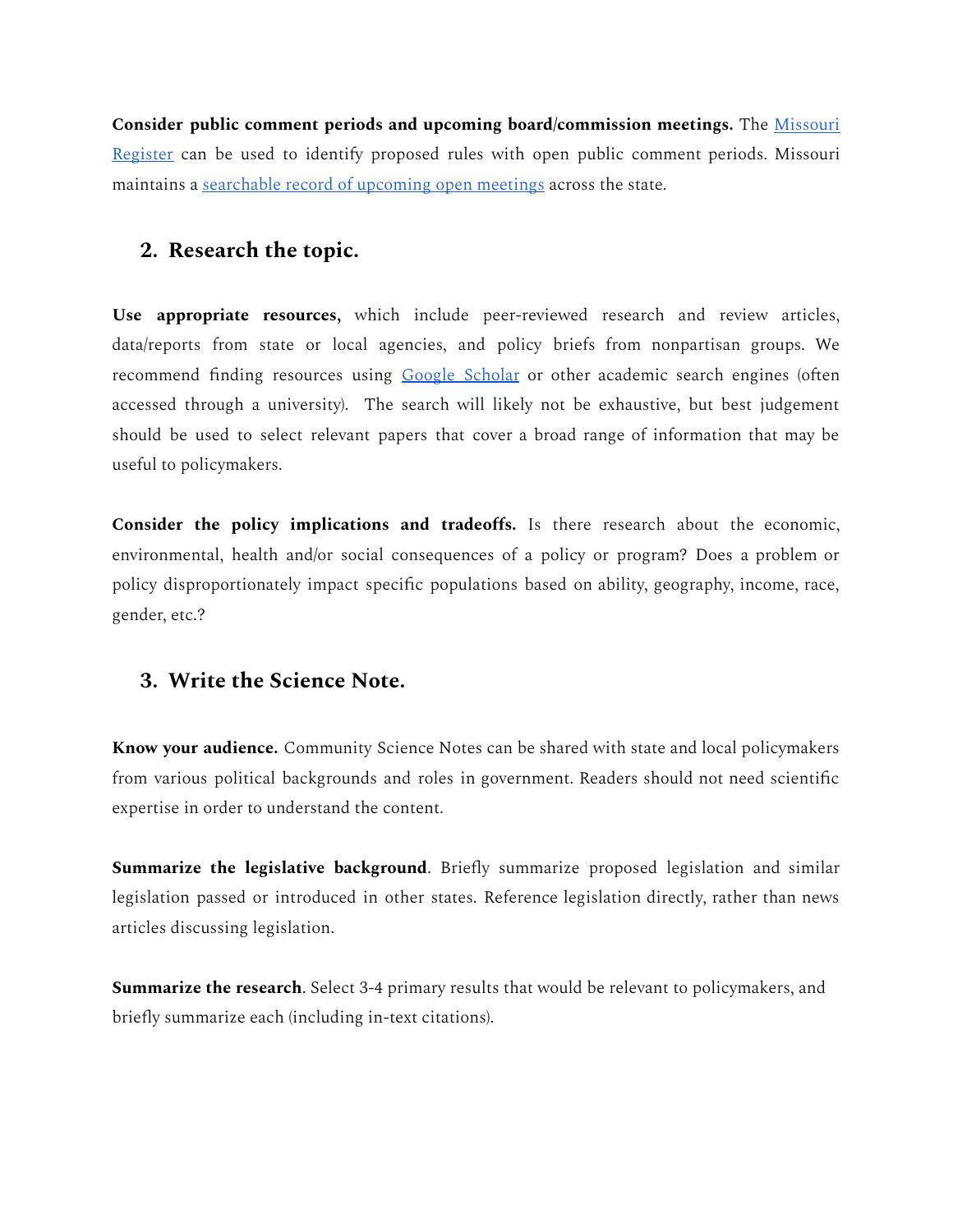**Consider public comment periods and upcoming board/commission meetings.** The Missouri Register can be used to identify proposed rules with open public comment periods. Missouri maintains a searchable record of upcoming open meetings across the state.

## 2. Research the topic.

**Use appropriate resources,** which include peer-reviewed research and review articles, data/reports from state or local agencies, and policy briefs from nonpartisan groups. We recommend finding resources using Google Scholar or other academic search engines (often accessed through a university). The search will likely not be exhaustive, but best judgement should be used to select relevant papers that cover a broad range of information that may be useful to policymakers.

**Consider the policy implications and tradeoffs.** Is there research about the economic, environmental, health and/or social consequences of a policy or program? Does a problem or policy disproportionately impact specific populations based on ability, geography, income, race, gender, etc.?

## 3. Write the Science Note.

**Know your audience.** Community Science Notes can be shared with state and local policymakers from various political backgrounds and roles in government. Readers should not need scientific expertise in order to understand the content.

**Summarize the legislative background**. Briefly summarize proposed legislation and similar legislation passed or introduced in other states. Reference legislation directly, rather than news articles discussing legislation.

**Summarize the research**. Select 3-4 primary results that would be relevant to policymakers, and briefly summarize each (including in-text citations).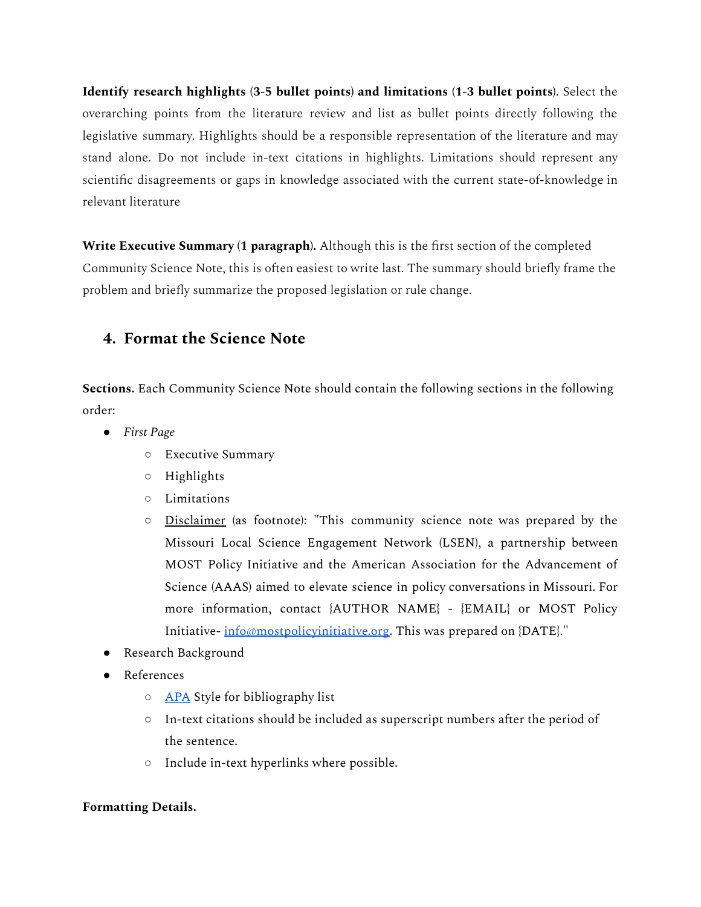**Identify research highlights (3-5 bullet points) and limitations (1-3 bullet points)**. Select the overarching points from the literature review and list as bullet points directly following the legislative summary. Highlights should be a responsible representation of the literature and may stand alone. Do not include in-text citations in highlights. Limitations should represent any scientific disagreements or gaps in knowledge associated with the current state-of-knowledge in relevant literature

**Write Executive Summary (1 paragraph).** Although this is the first section of the completed Community Science Note, this is often easiest to write last. The summary should briefly frame the problem and briefly summarize the proposed legislation or rule change.

## 4. Format the Science Note

**Sections.** Each Community Science Note should contain the following sections in the following order:

- *First Page*
    - Executive Summary
    - Highlights
    - Limitations
    - Disclaimer (as footnote): "This community science note was prepared by the Missouri Local Science Engagement Network (LSEN), a partnership between MOST Policy Initiative and the American Association for the Advancement of Science (AAAS) aimed to elevate science in policy conversations in Missouri. For more information, contact {AUTHOR NAME} - {EMAIL} or MOST Policy Initiative- info@mostpolicyinitiative.org. This was prepared on {DATE}."
- Research Background
- References
    - APA Style for bibliography list
    - In-text citations should be included as superscript numbers after the period of the sentence.
    - Include in-text hyperlinks where possible.

**Formatting Details.**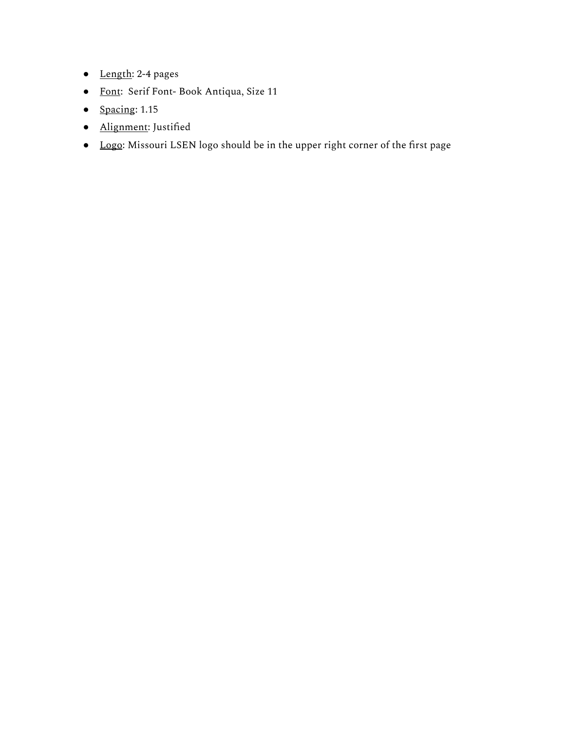- <u>Length</u>: 2-4 pages
- <u>Font</u>:  Serif Font- Book Antiqua, Size 11
- <u>Spacing</u>: 1.15
- <u>Alignment</u>: Justified
- <u>Logo</u>: Missouri LSEN logo should be in the upper right corner of the first page